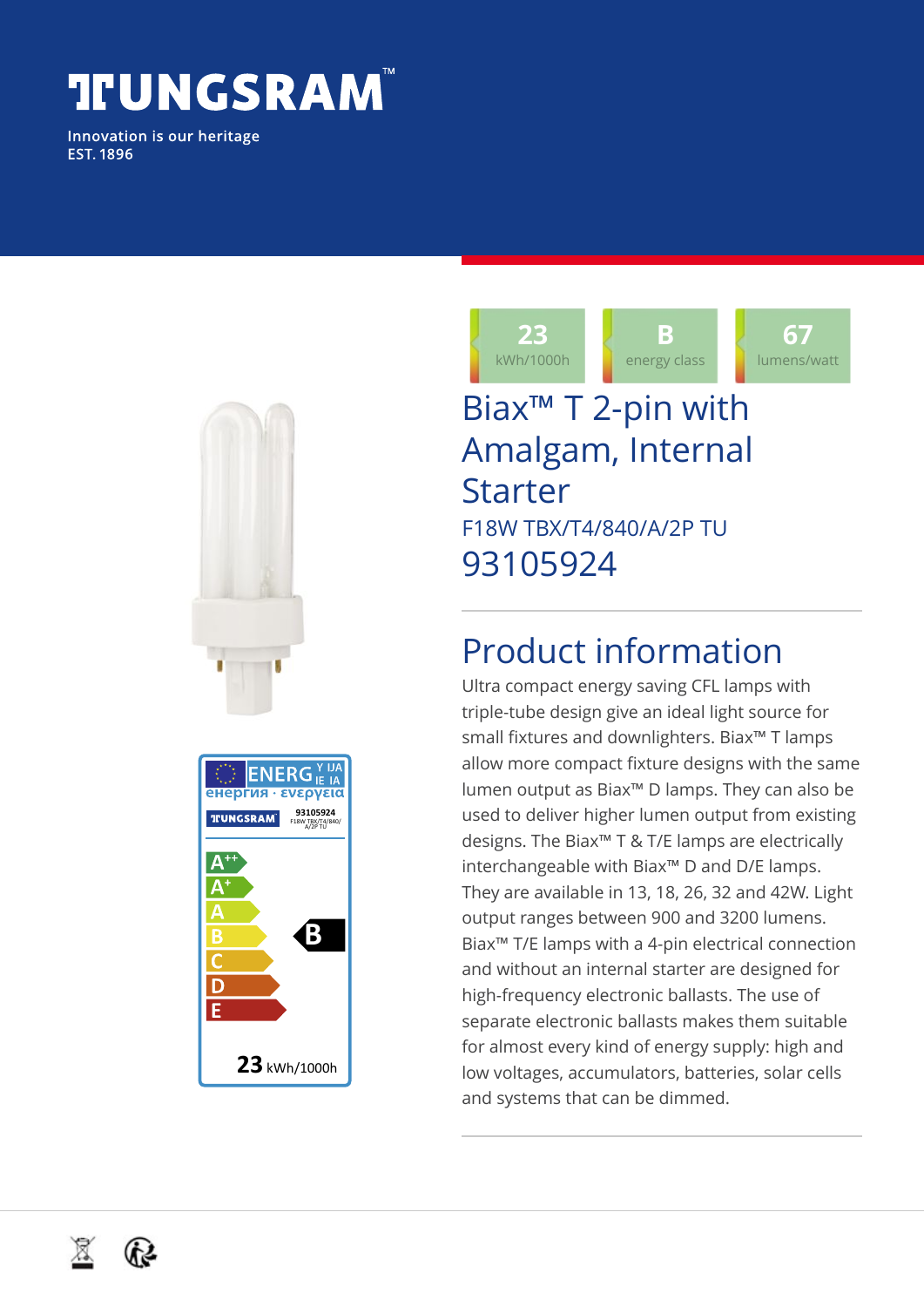# TUNGSRAM™

Innovation is our heritage
EST. 1896

| 23 | B | 67 |
|---|---|---|
| kWh/1000h | energy class | lumens/watt |

# Biax™ T 2-pin with Amalgam, Internal Starter

F18W TBX/T4/840/A/2P TU

93105924

## Product information

Ultra compact energy saving CFL lamps with triple-tube design give an ideal light source for small fixtures and downlighters. Biax™ T lamps allow more compact fixture designs with the same lumen output as Biax™ D lamps. They can also be used to deliver higher lumen output from existing designs. The Biax™ T & T/E lamps are electrically interchangeable with Biax™ D and D/E lamps. They are available in 13, 18, 26, 32 and 42W. Light output ranges between 900 and 3200 lumens. Biax™ T/E lamps with a 4-pin electrical connection and without an internal starter are designed for high-frequency electronic ballasts. The use of separate electronic ballasts makes them suitable for almost every kind of energy supply: high and low voltages, accumulators, batteries, solar cells and systems that can be dimmed.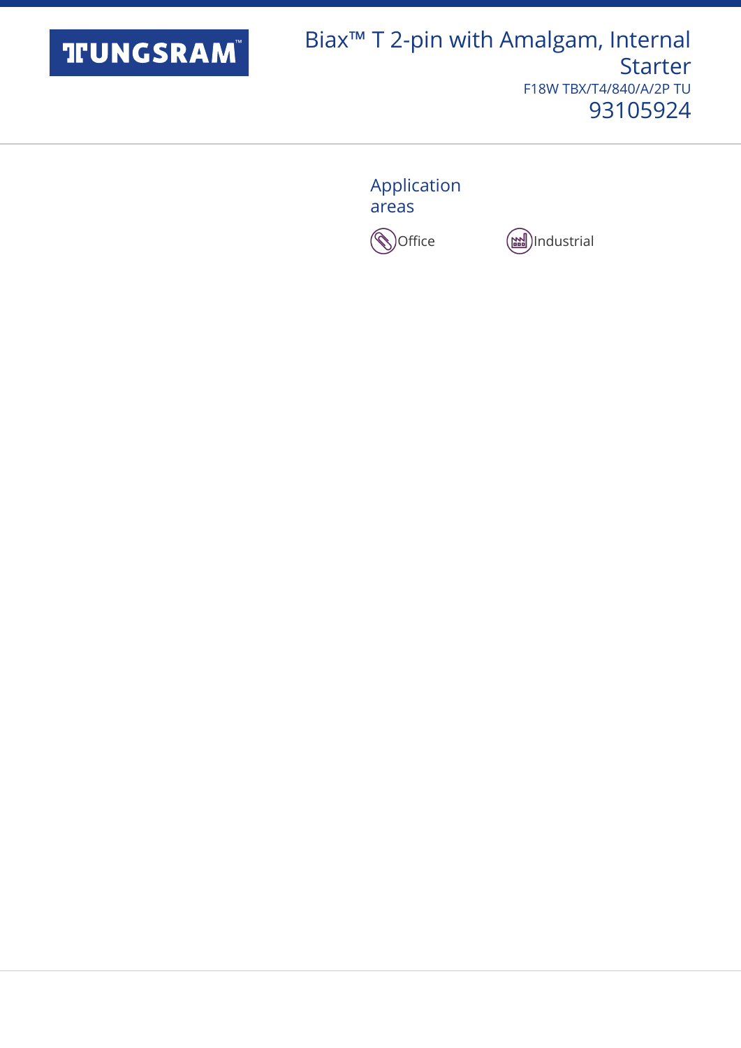# Biax™ T 2-pin with Amalgam, Internal Starter

F18W TBX/T4/840/A/2P TU

93105924

## Application areas

Office

Industrial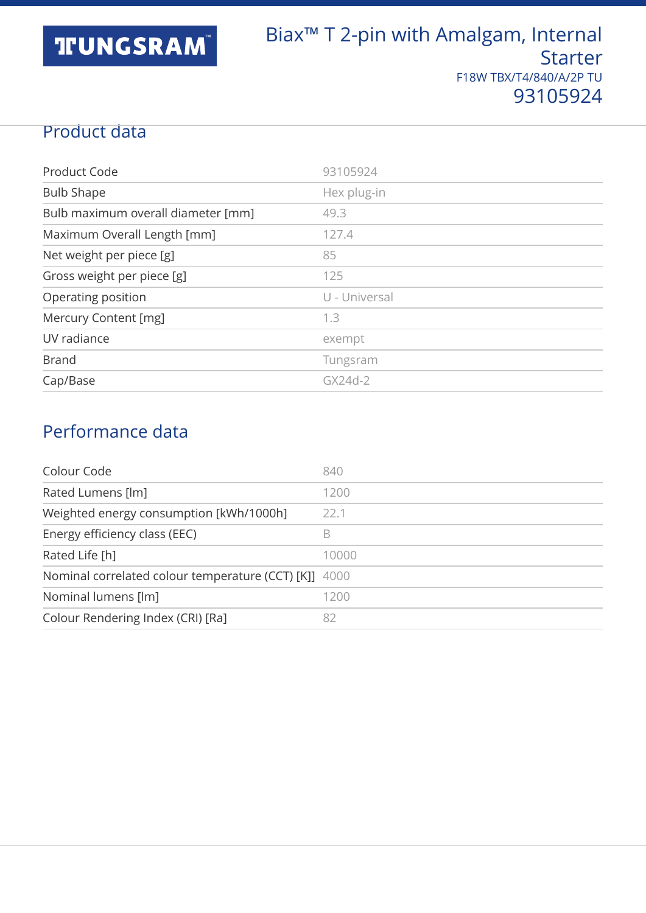# Biax™ T 2-pin with Amalgam, Internal Starter

F18W TBX/T4/840/A/2P TU

93105924

## Product data

| | |
|---|---|
| Product Code | 93105924 |
| Bulb Shape | Hex plug-in |
| Bulb maximum overall diameter [mm] | 49.3 |
| Maximum Overall Length [mm] | 127.4 |
| Net weight per piece [g] | 85 |
| Gross weight per piece [g] | 125 |
| Operating position | U - Universal |
| Mercury Content [mg] | 1.3 |
| UV radiance | exempt |
| Brand | Tungsram |
| Cap/Base | GX24d-2 |

## Performance data

| | |
|---|---|
| Colour Code | 840 |
| Rated Lumens [lm] | 1200 |
| Weighted energy consumption [kWh/1000h] | 22.1 |
| Energy efficiency class (EEC) | B |
| Rated Life [h] | 10000 |
| Nominal correlated colour temperature (CCT) [K]] | 4000 |
| Nominal lumens [lm] | 1200 |
| Colour Rendering Index (CRI) [Ra] | 82 |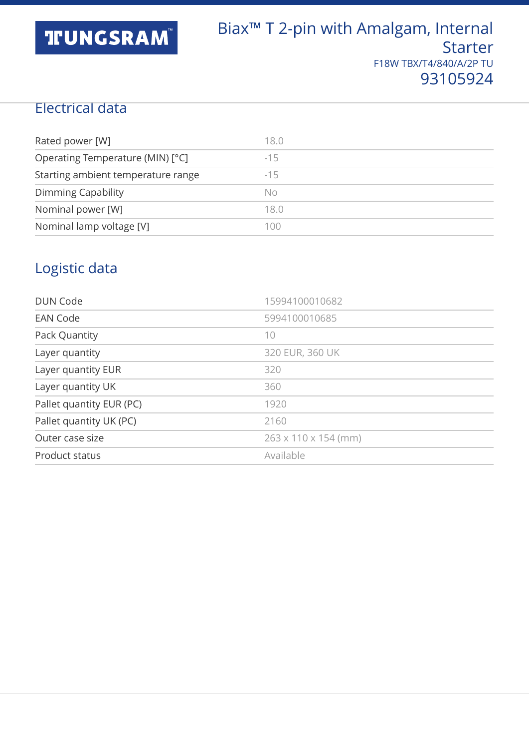## Electrical data

| | |
|---|---|
| Rated power [W] | 18.0 |
| Operating Temperature (MIN) [°C] | -15 |
| Starting ambient temperature range | -15 |
| Dimming Capability | No |
| Nominal power [W] | 18.0 |
| Nominal lamp voltage [V] | 100 |

## Logistic data

| | |
|---|---|
| DUN Code | 15994100010682 |
| EAN Code | 5994100010685 |
| Pack Quantity | 10 |
| Layer quantity | 320 EUR, 360 UK |
| Layer quantity EUR | 320 |
| Layer quantity UK | 360 |
| Pallet quantity EUR (PC) | 1920 |
| Pallet quantity UK (PC) | 2160 |
| Outer case size | 263 x 110 x 154 (mm) |
| Product status | Available |